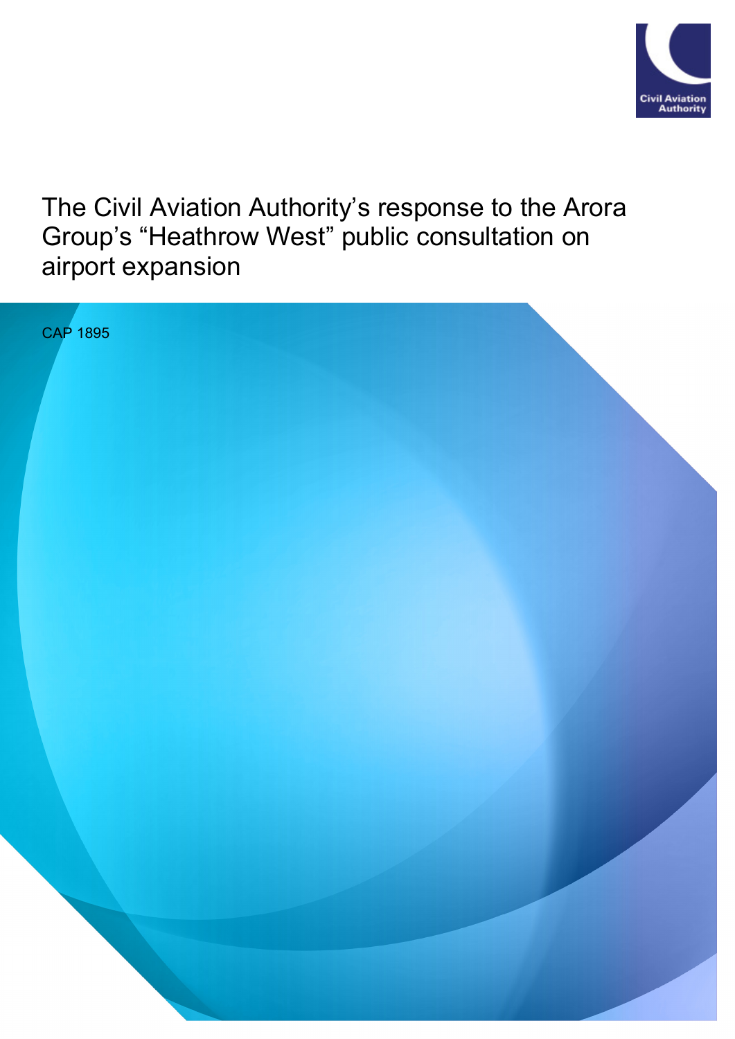Civil Aviation Authority

# The Civil Aviation Authority's response to the Arora Group's "Heathrow West" public consultation on airport expansion

CAP 1895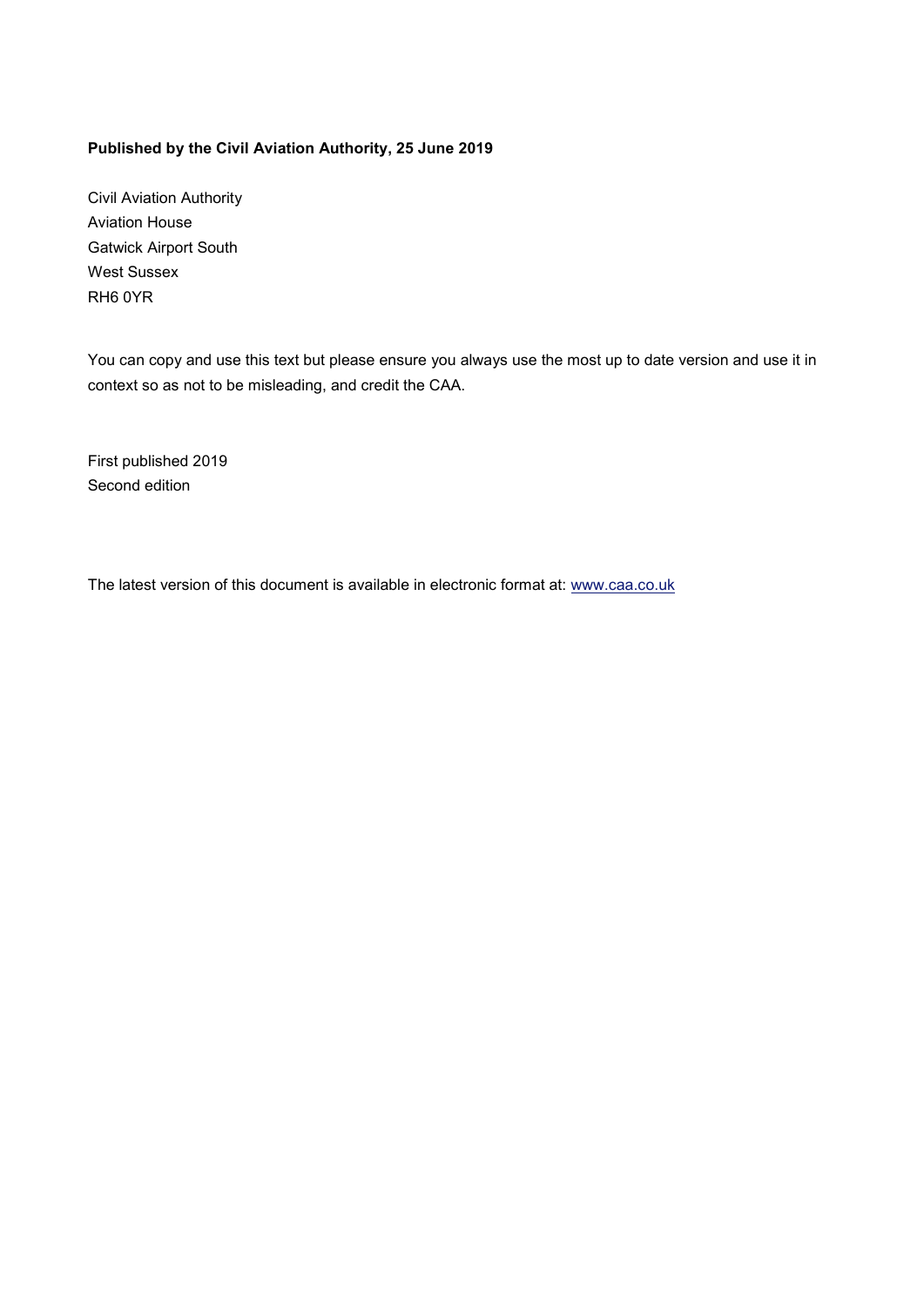**Published by the Civil Aviation Authority, 25 June 2019**

Civil Aviation Authority
Aviation House
Gatwick Airport South
West Sussex
RH6 0YR

You can copy and use this text but please ensure you always use the most up to date version and use it in context so as not to be misleading, and credit the CAA.

First published 2019
Second edition

The latest version of this document is available in electronic format at: [www.caa.co.uk](http://www.caa.co.uk)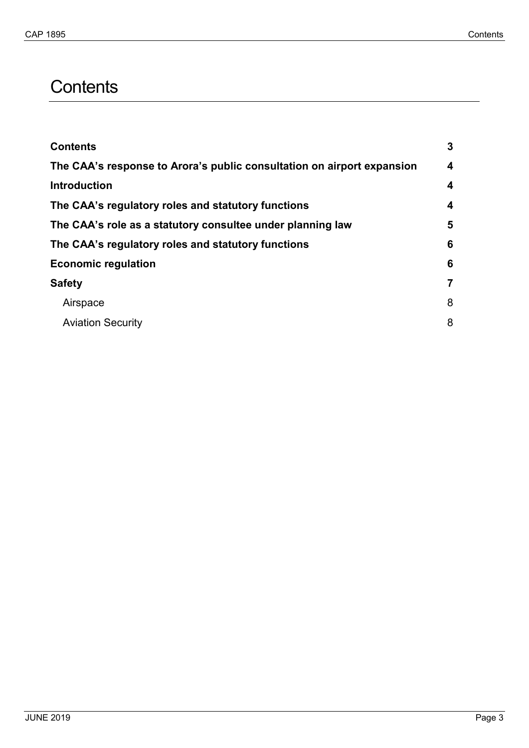# Contents

| | |
|---|---|
| **Contents** | **3** |
| **The CAA's response to Arora's public consultation on airport expansion** | **4** |
| **Introduction** | **4** |
| **The CAA's regulatory roles and statutory functions** | **4** |
| **The CAA's role as a statutory consultee under planning law** | **5** |
| **The CAA's regulatory roles and statutory functions** | **6** |
| **Economic regulation** | **6** |
| **Safety** | **7** |
| Airspace | 8 |
| Aviation Security | 8 |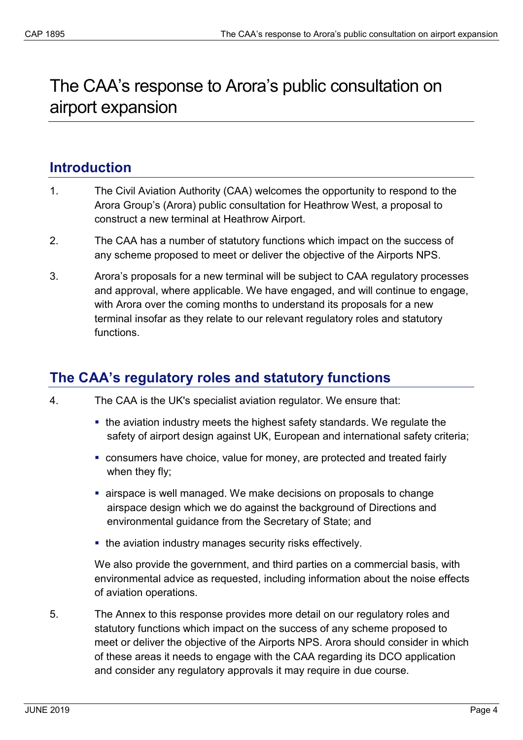# The CAA's response to Arora's public consultation on airport expansion

## Introduction

1. The Civil Aviation Authority (CAA) welcomes the opportunity to respond to the Arora Group's (Arora) public consultation for Heathrow West, a proposal to construct a new terminal at Heathrow Airport.

2. The CAA has a number of statutory functions which impact on the success of any scheme proposed to meet or deliver the objective of the Airports NPS.

3. Arora's proposals for a new terminal will be subject to CAA regulatory processes and approval, where applicable. We have engaged, and will continue to engage, with Arora over the coming months to understand its proposals for a new terminal insofar as they relate to our relevant regulatory roles and statutory functions.

## The CAA's regulatory roles and statutory functions

4. The CAA is the UK's specialist aviation regulator. We ensure that:

   - the aviation industry meets the highest safety standards. We regulate the safety of airport design against UK, European and international safety criteria;
   - consumers have choice, value for money, are protected and treated fairly when they fly;
   - airspace is well managed. We make decisions on proposals to change airspace design which we do against the background of Directions and environmental guidance from the Secretary of State; and
   - the aviation industry manages security risks effectively.

   We also provide the government, and third parties on a commercial basis, with environmental advice as requested, including information about the noise effects of aviation operations.

5. The Annex to this response provides more detail on our regulatory roles and statutory functions which impact on the success of any scheme proposed to meet or deliver the objective of the Airports NPS. Arora should consider in which of these areas it needs to engage with the CAA regarding its DCO application and consider any regulatory approvals it may require in due course.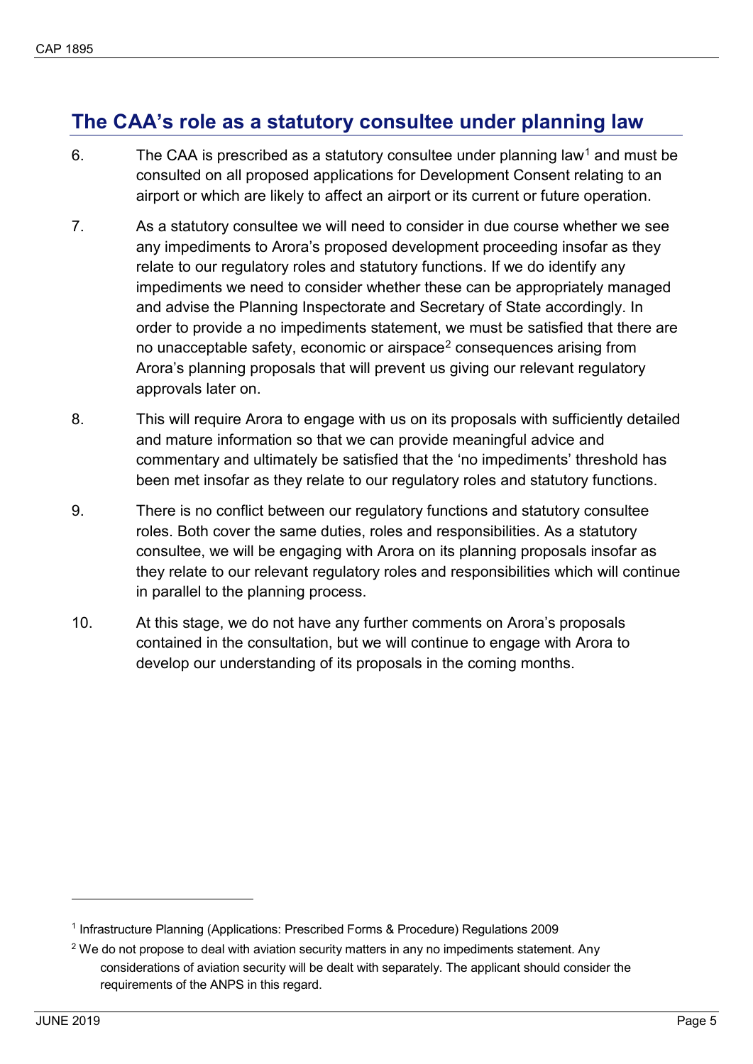## The CAA's role as a statutory consultee under planning law

6. The CAA is prescribed as a statutory consultee under planning law[1] and must be consulted on all proposed applications for Development Consent relating to an airport or which are likely to affect an airport or its current or future operation.

7. As a statutory consultee we will need to consider in due course whether we see any impediments to Arora's proposed development proceeding insofar as they relate to our regulatory roles and statutory functions. If we do identify any impediments we need to consider whether these can be appropriately managed and advise the Planning Inspectorate and Secretary of State accordingly. In order to provide a no impediments statement, we must be satisfied that there are no unacceptable safety, economic or airspace[2] consequences arising from Arora's planning proposals that will prevent us giving our relevant regulatory approvals later on.

8. This will require Arora to engage with us on its proposals with sufficiently detailed and mature information so that we can provide meaningful advice and commentary and ultimately be satisfied that the 'no impediments' threshold has been met insofar as they relate to our regulatory roles and statutory functions.

9. There is no conflict between our regulatory functions and statutory consultee roles. Both cover the same duties, roles and responsibilities. As a statutory consultee, we will be engaging with Arora on its planning proposals insofar as they relate to our relevant regulatory roles and responsibilities which will continue in parallel to the planning process.

10. At this stage, we do not have any further comments on Arora's proposals contained in the consultation, but we will continue to engage with Arora to develop our understanding of its proposals in the coming months.

---

[1] Infrastructure Planning (Applications: Prescribed Forms & Procedure) Regulations 2009

[2] We do not propose to deal with aviation security matters in any no impediments statement. Any considerations of aviation security will be dealt with separately. The applicant should consider the requirements of the ANPS in this regard.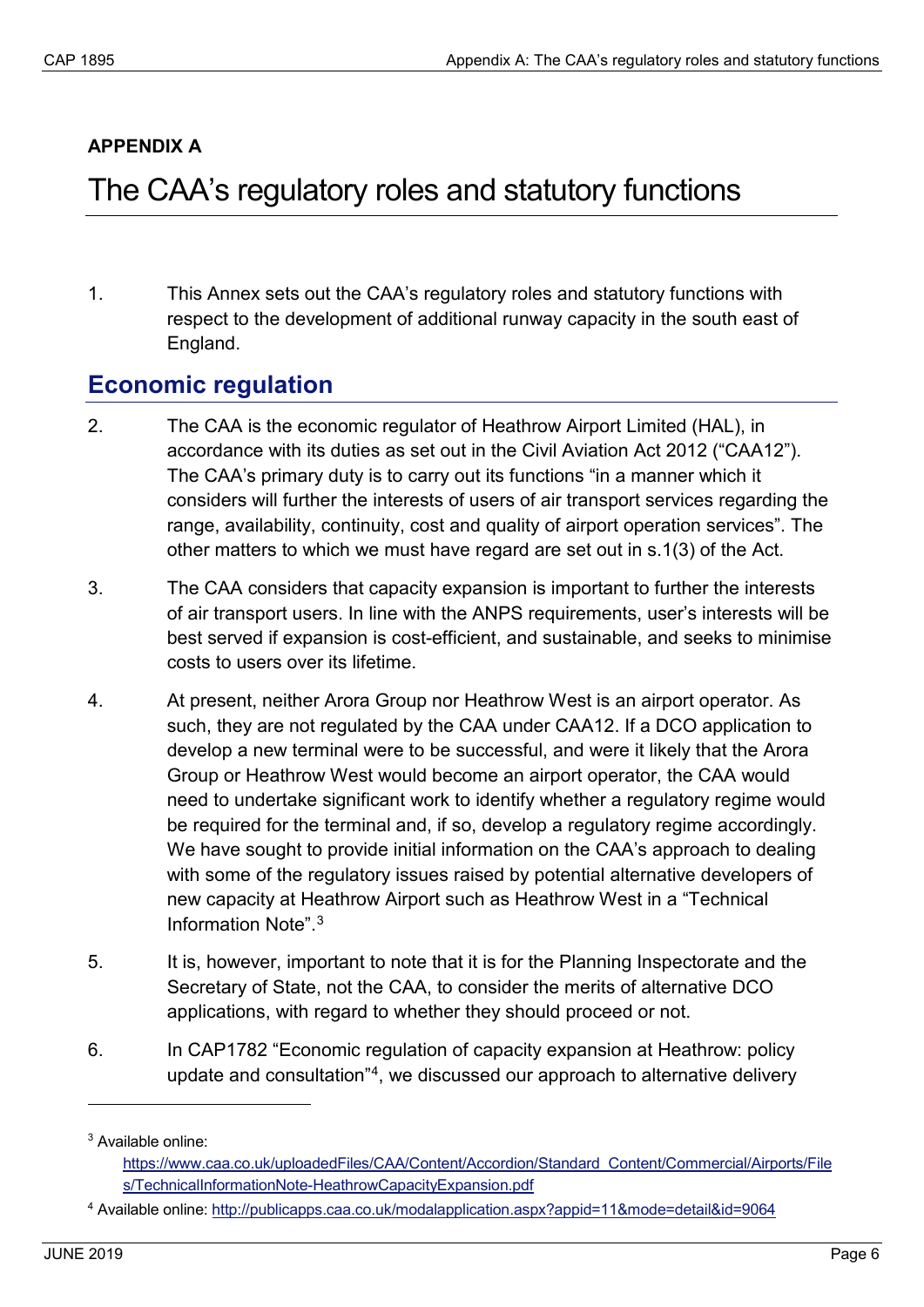## APPENDIX A

# The CAA's regulatory roles and statutory functions

1. This Annex sets out the CAA's regulatory roles and statutory functions with respect to the development of additional runway capacity in the south east of England.

## Economic regulation

2. The CAA is the economic regulator of Heathrow Airport Limited (HAL), in accordance with its duties as set out in the Civil Aviation Act 2012 ("CAA12"). The CAA's primary duty is to carry out its functions "in a manner which it considers will further the interests of users of air transport services regarding the range, availability, continuity, cost and quality of airport operation services". The other matters to which we must have regard are set out in s.1(3) of the Act.

3. The CAA considers that capacity expansion is important to further the interests of air transport users. In line with the ANPS requirements, user's interests will be best served if expansion is cost-efficient, and sustainable, and seeks to minimise costs to users over its lifetime.

4. At present, neither Arora Group nor Heathrow West is an airport operator. As such, they are not regulated by the CAA under CAA12. If a DCO application to develop a new terminal were to be successful, and were it likely that the Arora Group or Heathrow West would become an airport operator, the CAA would need to undertake significant work to identify whether a regulatory regime would be required for the terminal and, if so, develop a regulatory regime accordingly. We have sought to provide initial information on the CAA's approach to dealing with some of the regulatory issues raised by potential alternative developers of new capacity at Heathrow Airport such as Heathrow West in a "Technical Information Note".[3]

5. It is, however, important to note that it is for the Planning Inspectorate and the Secretary of State, not the CAA, to consider the merits of alternative DCO applications, with regard to whether they should proceed or not.

6. In CAP1782 "Economic regulation of capacity expansion at Heathrow: policy update and consultation"[4], we discussed our approach to alternative delivery

---

[3] Available online: https://www.caa.co.uk/uploadedFiles/CAA/Content/Accordion/Standard_Content/Commercial/Airports/Files/TechnicalInformationNote-HeathrowCapacityExpansion.pdf

[4] Available online: http://publicapps.caa.co.uk/modalapplication.aspx?appid=11&mode=detail&id=9064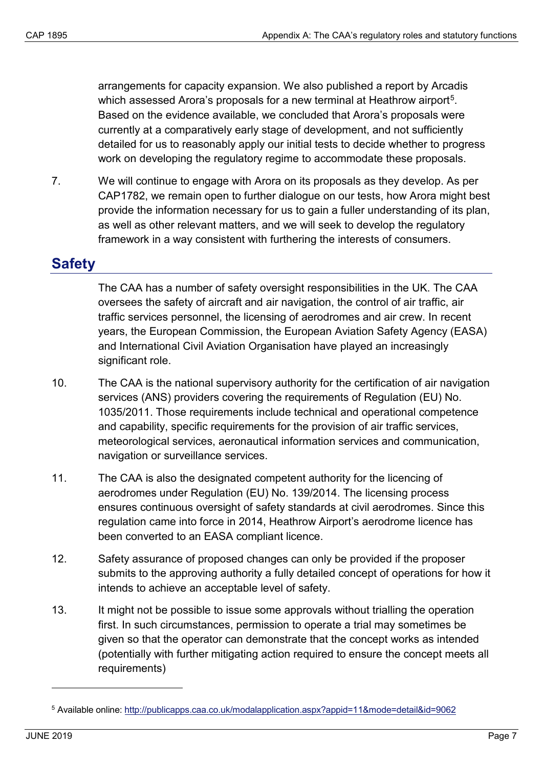arrangements for capacity expansion. We also published a report by Arcadis which assessed Arora's proposals for a new terminal at Heathrow airport[5]. Based on the evidence available, we concluded that Arora's proposals were currently at a comparatively early stage of development, and not sufficiently detailed for us to reasonably apply our initial tests to decide whether to progress work on developing the regulatory regime to accommodate these proposals.

7. We will continue to engage with Arora on its proposals as they develop. As per CAP1782, we remain open to further dialogue on our tests, how Arora might best provide the information necessary for us to gain a fuller understanding of its plan, as well as other relevant matters, and we will seek to develop the regulatory framework in a way consistent with furthering the interests of consumers.

## Safety

The CAA has a number of safety oversight responsibilities in the UK. The CAA oversees the safety of aircraft and air navigation, the control of air traffic, air traffic services personnel, the licensing of aerodromes and air crew. In recent years, the European Commission, the European Aviation Safety Agency (EASA) and International Civil Aviation Organisation have played an increasingly significant role.

10. The CAA is the national supervisory authority for the certification of air navigation services (ANS) providers covering the requirements of Regulation (EU) No. 1035/2011. Those requirements include technical and operational competence and capability, specific requirements for the provision of air traffic services, meteorological services, aeronautical information services and communication, navigation or surveillance services.

11. The CAA is also the designated competent authority for the licencing of aerodromes under Regulation (EU) No. 139/2014. The licensing process ensures continuous oversight of safety standards at civil aerodromes. Since this regulation came into force in 2014, Heathrow Airport's aerodrome licence has been converted to an EASA compliant licence.

12. Safety assurance of proposed changes can only be provided if the proposer submits to the approving authority a fully detailed concept of operations for how it intends to achieve an acceptable level of safety.

13. It might not be possible to issue some approvals without trialling the operation first. In such circumstances, permission to operate a trial may sometimes be given so that the operator can demonstrate that the concept works as intended (potentially with further mitigating action required to ensure the concept meets all requirements)

---

[5] Available online: http://publicapps.caa.co.uk/modalapplication.aspx?appid=11&mode=detail&id=9062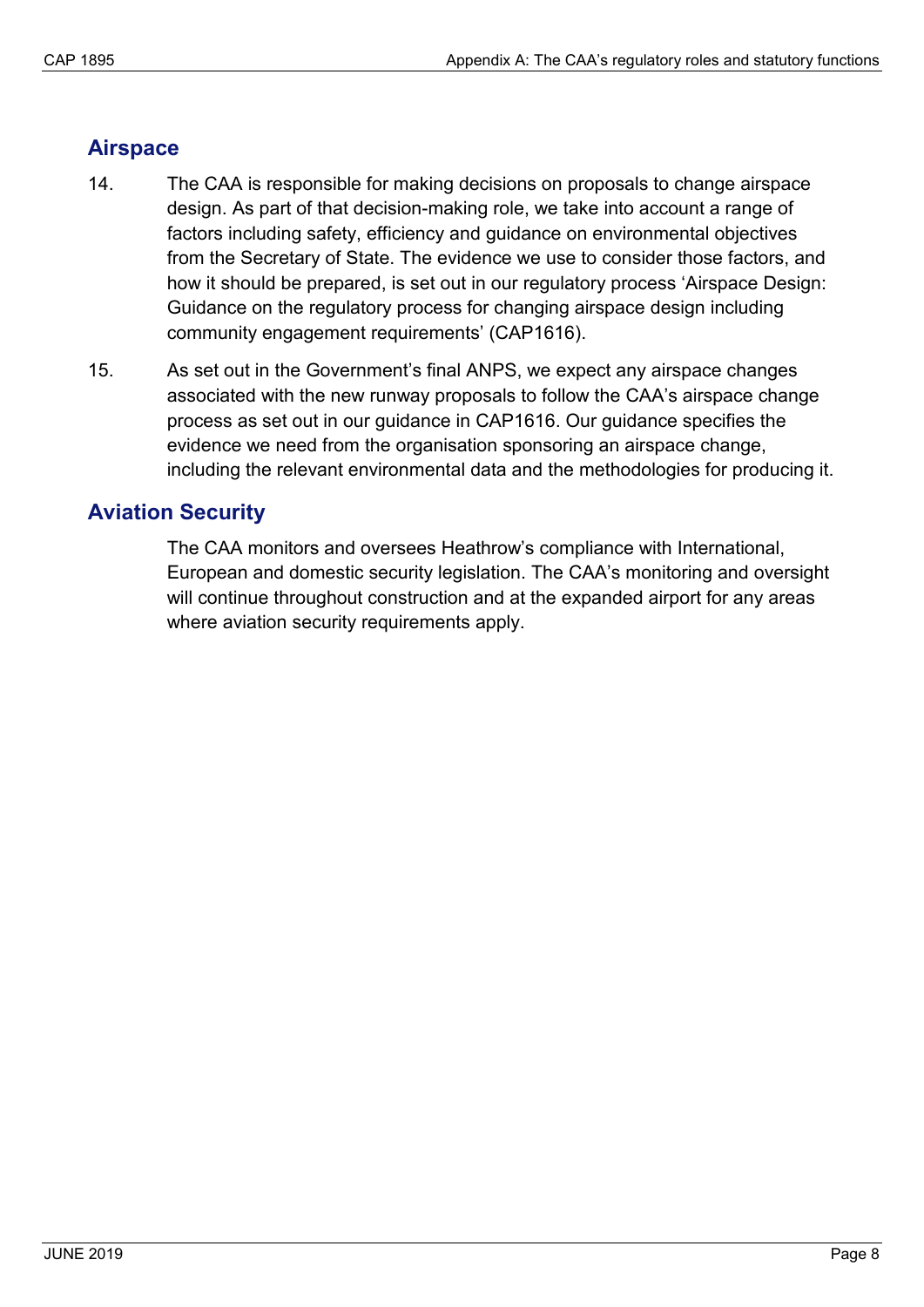## Airspace

14. The CAA is responsible for making decisions on proposals to change airspace design. As part of that decision-making role, we take into account a range of factors including safety, efficiency and guidance on environmental objectives from the Secretary of State. The evidence we use to consider those factors, and how it should be prepared, is set out in our regulatory process 'Airspace Design: Guidance on the regulatory process for changing airspace design including community engagement requirements' (CAP1616).

15. As set out in the Government's final ANPS, we expect any airspace changes associated with the new runway proposals to follow the CAA's airspace change process as set out in our guidance in CAP1616. Our guidance specifies the evidence we need from the organisation sponsoring an airspace change, including the relevant environmental data and the methodologies for producing it.

## Aviation Security

The CAA monitors and oversees Heathrow's compliance with International, European and domestic security legislation. The CAA's monitoring and oversight will continue throughout construction and at the expanded airport for any areas where aviation security requirements apply.